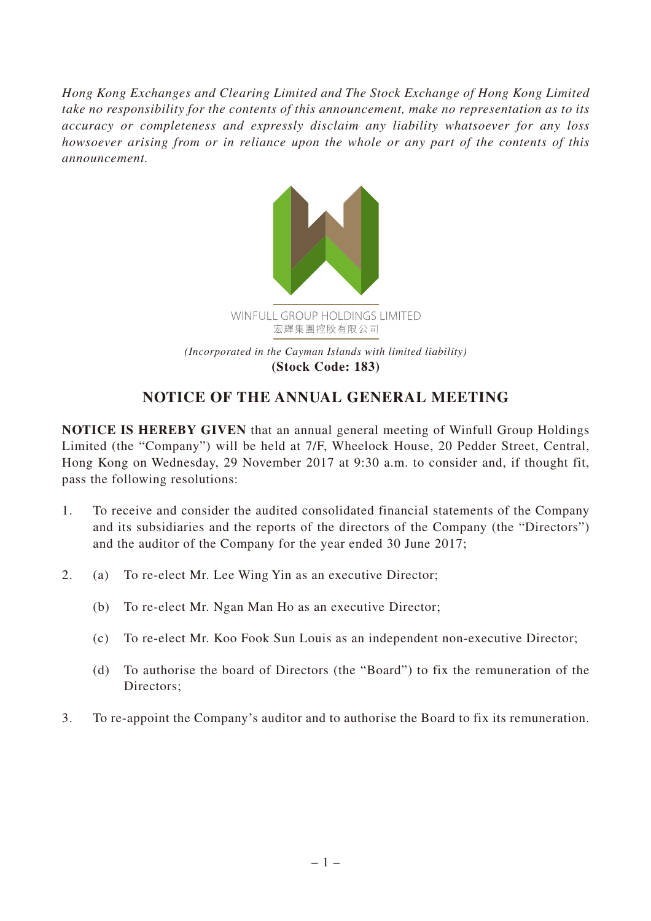*Hong Kong Exchanges and Clearing Limited and The Stock Exchange of Hong Kong Limited take no responsibility for the contents of this announcement, make no representation as to its accuracy or completeness and expressly disclaim any liability whatsoever for any loss howsoever arising from or in reliance upon the whole or any part of the contents of this announcement.*

WINFULL GROUP HOLDINGS LIMITED
宏輝集團控股有限公司

*(Incorporated in the Cayman Islands with limited liability)*
**(Stock Code: 183)**

# NOTICE OF THE ANNUAL GENERAL MEETING

**NOTICE IS HEREBY GIVEN** that an annual general meeting of Winfull Group Holdings Limited (the "Company") will be held at 7/F, Wheelock House, 20 Pedder Street, Central, Hong Kong on Wednesday, 29 November 2017 at 9:30 a.m. to consider and, if thought fit, pass the following resolutions:

1. To receive and consider the audited consolidated financial statements of the Company and its subsidiaries and the reports of the directors of the Company (the "Directors") and the auditor of the Company for the year ended 30 June 2017;

2. (a) To re-elect Mr. Lee Wing Yin as an executive Director;

   (b) To re-elect Mr. Ngan Man Ho as an executive Director;

   (c) To re-elect Mr. Koo Fook Sun Louis as an independent non-executive Director;

   (d) To authorise the board of Directors (the "Board") to fix the remuneration of the Directors;

3. To re-appoint the Company's auditor and to authorise the Board to fix its remuneration.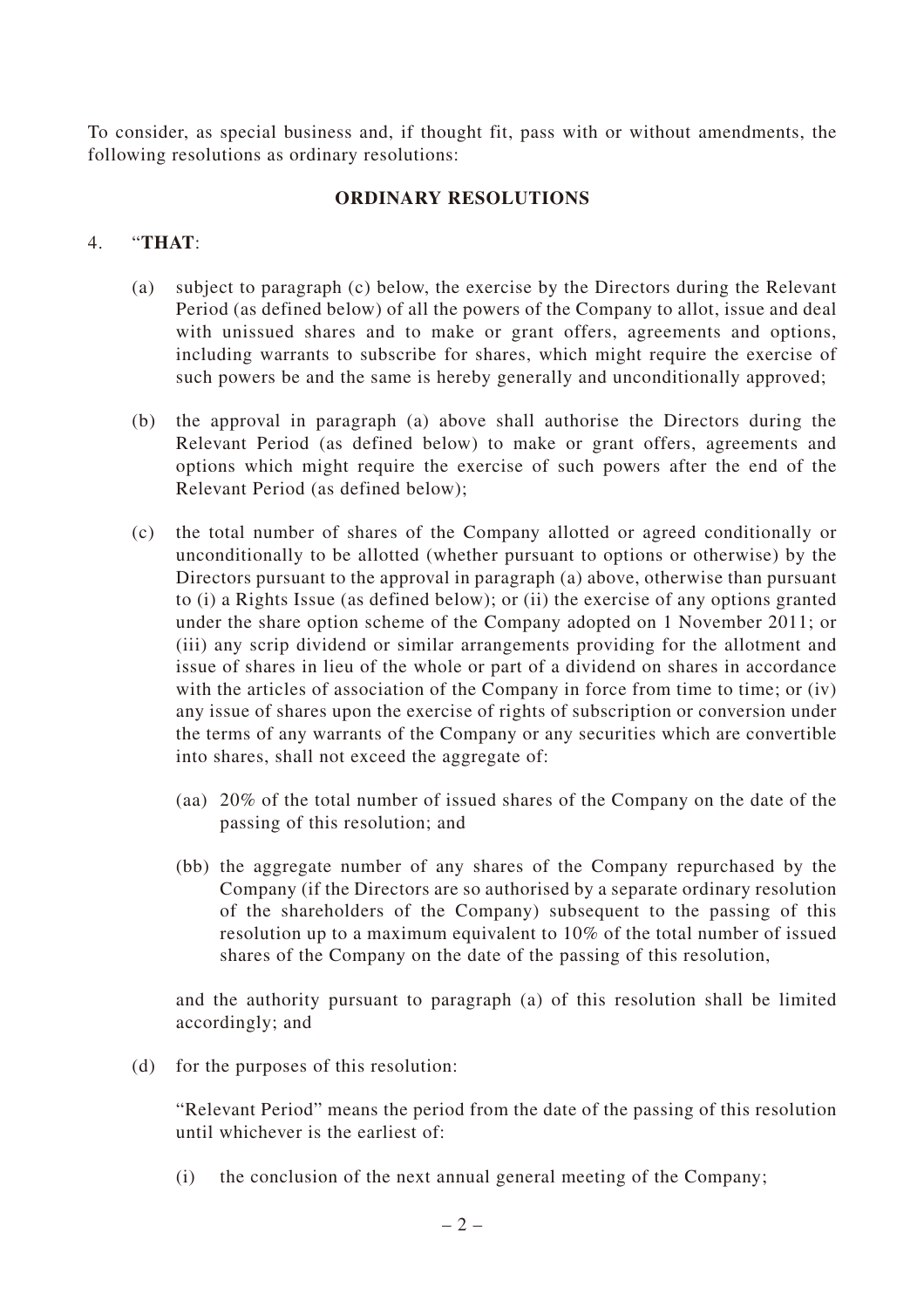To consider, as special business and, if thought fit, pass with or without amendments, the following resolutions as ordinary resolutions:

## ORDINARY RESOLUTIONS

4. "**THAT**:

   (a) subject to paragraph (c) below, the exercise by the Directors during the Relevant Period (as defined below) of all the powers of the Company to allot, issue and deal with unissued shares and to make or grant offers, agreements and options, including warrants to subscribe for shares, which might require the exercise of such powers be and the same is hereby generally and unconditionally approved;

   (b) the approval in paragraph (a) above shall authorise the Directors during the Relevant Period (as defined below) to make or grant offers, agreements and options which might require the exercise of such powers after the end of the Relevant Period (as defined below);

   (c) the total number of shares of the Company allotted or agreed conditionally or unconditionally to be allotted (whether pursuant to options or otherwise) by the Directors pursuant to the approval in paragraph (a) above, otherwise than pursuant to (i) a Rights Issue (as defined below); or (ii) the exercise of any options granted under the share option scheme of the Company adopted on 1 November 2011; or (iii) any scrip dividend or similar arrangements providing for the allotment and issue of shares in lieu of the whole or part of a dividend on shares in accordance with the articles of association of the Company in force from time to time; or (iv) any issue of shares upon the exercise of rights of subscription or conversion under the terms of any warrants of the Company or any securities which are convertible into shares, shall not exceed the aggregate of:

      (aa) 20% of the total number of issued shares of the Company on the date of the passing of this resolution; and

      (bb) the aggregate number of any shares of the Company repurchased by the Company (if the Directors are so authorised by a separate ordinary resolution of the shareholders of the Company) subsequent to the passing of this resolution up to a maximum equivalent to 10% of the total number of issued shares of the Company on the date of the passing of this resolution,

      and the authority pursuant to paragraph (a) of this resolution shall be limited accordingly; and

   (d) for the purposes of this resolution:

      "Relevant Period" means the period from the date of the passing of this resolution until whichever is the earliest of:

      (i) the conclusion of the next annual general meeting of the Company;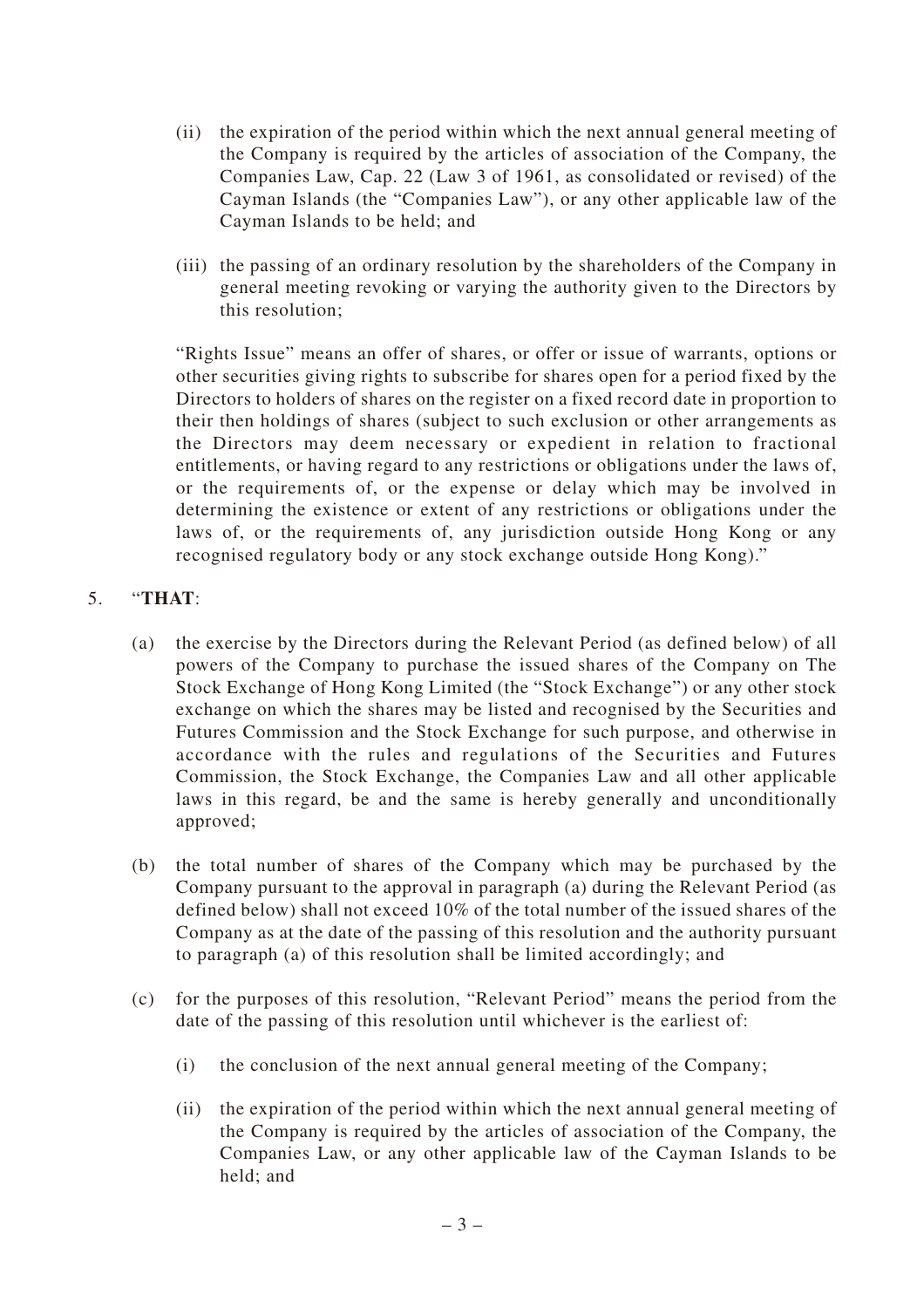(ii) the expiration of the period within which the next annual general meeting of the Company is required by the articles of association of the Company, the Companies Law, Cap. 22 (Law 3 of 1961, as consolidated or revised) of the Cayman Islands (the "Companies Law"), or any other applicable law of the Cayman Islands to be held; and

(iii) the passing of an ordinary resolution by the shareholders of the Company in general meeting revoking or varying the authority given to the Directors by this resolution;

"Rights Issue" means an offer of shares, or offer or issue of warrants, options or other securities giving rights to subscribe for shares open for a period fixed by the Directors to holders of shares on the register on a fixed record date in proportion to their then holdings of shares (subject to such exclusion or other arrangements as the Directors may deem necessary or expedient in relation to fractional entitlements, or having regard to any restrictions or obligations under the laws of, or the requirements of, or the expense or delay which may be involved in determining the existence or extent of any restrictions or obligations under the laws of, or the requirements of, any jurisdiction outside Hong Kong or any recognised regulatory body or any stock exchange outside Hong Kong)."

5. "**THAT**:

(a) the exercise by the Directors during the Relevant Period (as defined below) of all powers of the Company to purchase the issued shares of the Company on The Stock Exchange of Hong Kong Limited (the "Stock Exchange") or any other stock exchange on which the shares may be listed and recognised by the Securities and Futures Commission and the Stock Exchange for such purpose, and otherwise in accordance with the rules and regulations of the Securities and Futures Commission, the Stock Exchange, the Companies Law and all other applicable laws in this regard, be and the same is hereby generally and unconditionally approved;

(b) the total number of shares of the Company which may be purchased by the Company pursuant to the approval in paragraph (a) during the Relevant Period (as defined below) shall not exceed 10% of the total number of the issued shares of the Company as at the date of the passing of this resolution and the authority pursuant to paragraph (a) of this resolution shall be limited accordingly; and

(c) for the purposes of this resolution, "Relevant Period" means the period from the date of the passing of this resolution until whichever is the earliest of:

(i) the conclusion of the next annual general meeting of the Company;

(ii) the expiration of the period within which the next annual general meeting of the Company is required by the articles of association of the Company, the Companies Law, or any other applicable law of the Cayman Islands to be held; and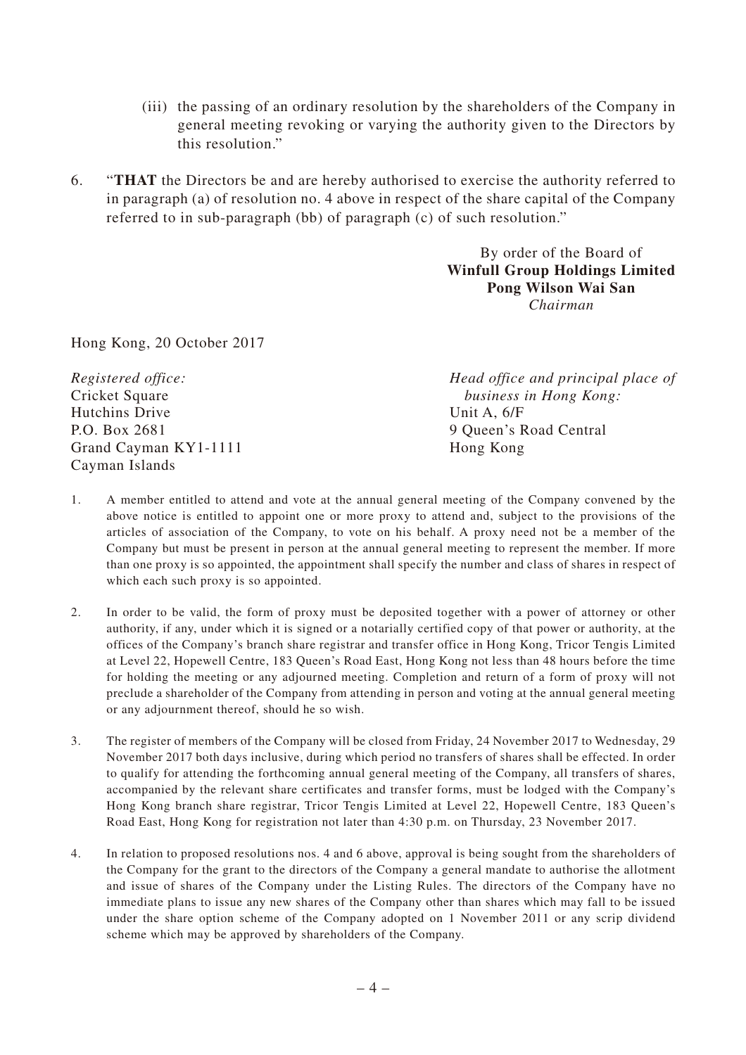(iii) the passing of an ordinary resolution by the shareholders of the Company in general meeting revoking or varying the authority given to the Directors by this resolution."

6. "**THAT** the Directors be and are hereby authorised to exercise the authority referred to in paragraph (a) of resolution no. 4 above in respect of the share capital of the Company referred to in sub-paragraph (bb) of paragraph (c) of such resolution."

By order of the Board of
**Winfull Group Holdings Limited**
**Pong Wilson Wai San**
*Chairman*

Hong Kong, 20 October 2017

*Registered office:*
Cricket Square
Hutchins Drive
P.O. Box 2681
Grand Cayman KY1-1111
Cayman Islands

*Head office and principal place of business in Hong Kong:*
Unit A, 6/F
9 Queen's Road Central
Hong Kong

1. A member entitled to attend and vote at the annual general meeting of the Company convened by the above notice is entitled to appoint one or more proxy to attend and, subject to the provisions of the articles of association of the Company, to vote on his behalf. A proxy need not be a member of the Company but must be present in person at the annual general meeting to represent the member. If more than one proxy is so appointed, the appointment shall specify the number and class of shares in respect of which each such proxy is so appointed.

2. In order to be valid, the form of proxy must be deposited together with a power of attorney or other authority, if any, under which it is signed or a notarially certified copy of that power or authority, at the offices of the Company's branch share registrar and transfer office in Hong Kong, Tricor Tengis Limited at Level 22, Hopewell Centre, 183 Queen's Road East, Hong Kong not less than 48 hours before the time for holding the meeting or any adjourned meeting. Completion and return of a form of proxy will not preclude a shareholder of the Company from attending in person and voting at the annual general meeting or any adjournment thereof, should he so wish.

3. The register of members of the Company will be closed from Friday, 24 November 2017 to Wednesday, 29 November 2017 both days inclusive, during which period no transfers of shares shall be effected. In order to qualify for attending the forthcoming annual general meeting of the Company, all transfers of shares, accompanied by the relevant share certificates and transfer forms, must be lodged with the Company's Hong Kong branch share registrar, Tricor Tengis Limited at Level 22, Hopewell Centre, 183 Queen's Road East, Hong Kong for registration not later than 4:30 p.m. on Thursday, 23 November 2017.

4. In relation to proposed resolutions nos. 4 and 6 above, approval is being sought from the shareholders of the Company for the grant to the directors of the Company a general mandate to authorise the allotment and issue of shares of the Company under the Listing Rules. The directors of the Company have no immediate plans to issue any new shares of the Company other than shares which may fall to be issued under the share option scheme of the Company adopted on 1 November 2011 or any scrip dividend scheme which may be approved by shareholders of the Company.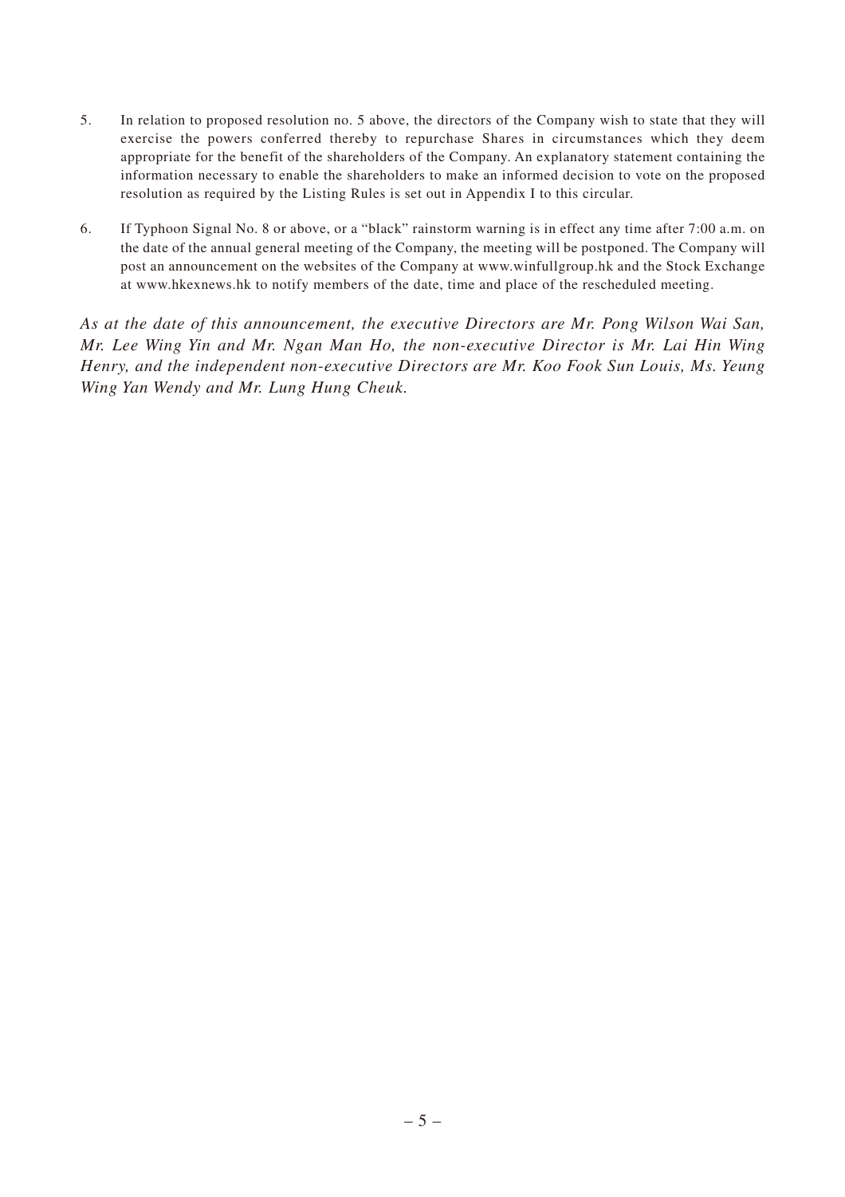5. In relation to proposed resolution no. 5 above, the directors of the Company wish to state that they will exercise the powers conferred thereby to repurchase Shares in circumstances which they deem appropriate for the benefit of the shareholders of the Company. An explanatory statement containing the information necessary to enable the shareholders to make an informed decision to vote on the proposed resolution as required by the Listing Rules is set out in Appendix I to this circular.

6. If Typhoon Signal No. 8 or above, or a "black" rainstorm warning is in effect any time after 7:00 a.m. on the date of the annual general meeting of the Company, the meeting will be postponed. The Company will post an announcement on the websites of the Company at www.winfullgroup.hk and the Stock Exchange at www.hkexnews.hk to notify members of the date, time and place of the rescheduled meeting.

*As at the date of this announcement, the executive Directors are Mr. Pong Wilson Wai San, Mr. Lee Wing Yin and Mr. Ngan Man Ho, the non-executive Director is Mr. Lai Hin Wing Henry, and the independent non-executive Directors are Mr. Koo Fook Sun Louis, Ms. Yeung Wing Yan Wendy and Mr. Lung Hung Cheuk.*